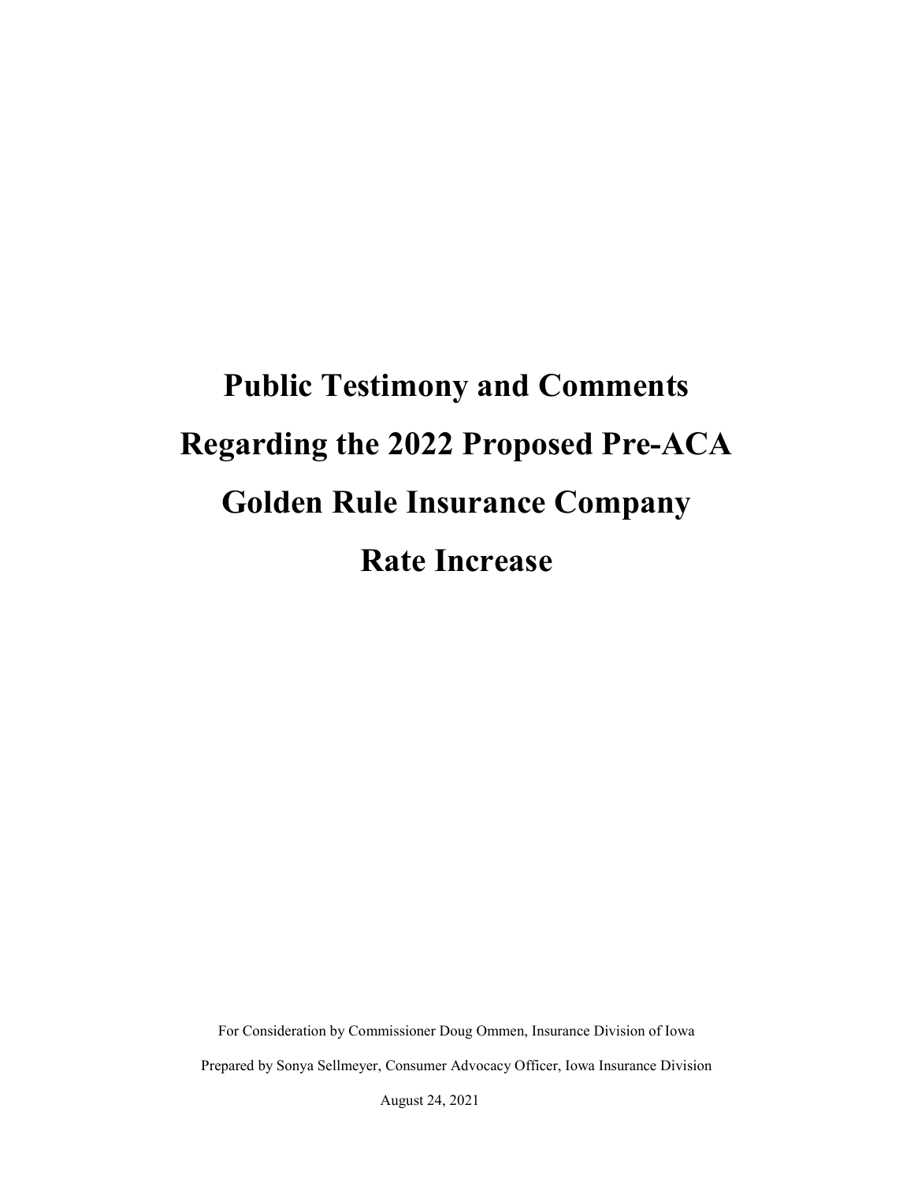# Public Testimony and Comments Regarding the 2022 Proposed Pre-ACA Golden Rule Insurance Company Rate Increase

For Consideration by Commissioner Doug Ommen, Insurance Division of Iowa

Prepared by Sonya Sellmeyer, Consumer Advocacy Officer, Iowa Insurance Division

August 24, 2021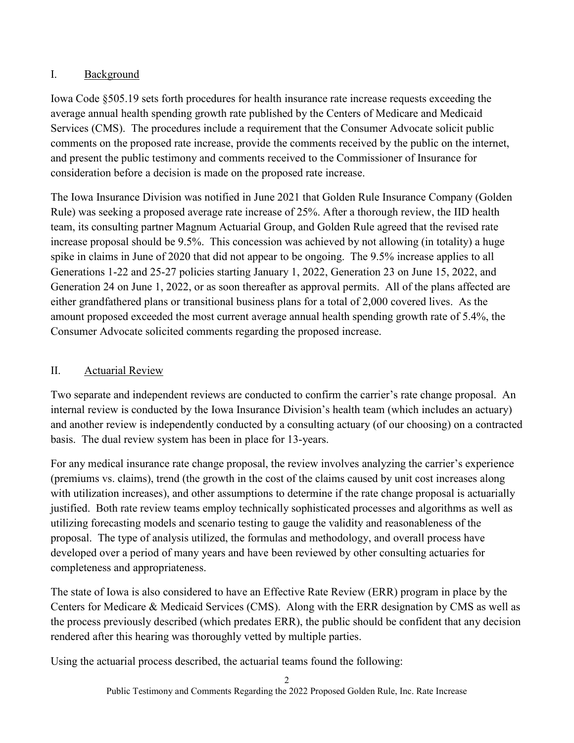## I. Background

Iowa Code §505.19 sets forth procedures for health insurance rate increase requests exceeding the average annual health spending growth rate published by the Centers of Medicare and Medicaid Services (CMS). The procedures include a requirement that the Consumer Advocate solicit public comments on the proposed rate increase, provide the comments received by the public on the internet, and present the public testimony and comments received to the Commissioner of Insurance for consideration before a decision is made on the proposed rate increase.

The Iowa Insurance Division was notified in June 2021 that Golden Rule Insurance Company (Golden Rule) was seeking a proposed average rate increase of 25%. After a thorough review, the IID health team, its consulting partner Magnum Actuarial Group, and Golden Rule agreed that the revised rate increase proposal should be 9.5%. This concession was achieved by not allowing (in totality) a huge spike in claims in June of 2020 that did not appear to be ongoing. The 9.5% increase applies to all Generations 1-22 and 25-27 policies starting January 1, 2022, Generation 23 on June 15, 2022, and Generation 24 on June 1, 2022, or as soon thereafter as approval permits. All of the plans affected are either grandfathered plans or transitional business plans for a total of 2,000 covered lives. As the amount proposed exceeded the most current average annual health spending growth rate of 5.4%, the Consumer Advocate solicited comments regarding the proposed increase.

## II. Actuarial Review

Two separate and independent reviews are conducted to confirm the carrier's rate change proposal. An internal review is conducted by the Iowa Insurance Division's health team (which includes an actuary) and another review is independently conducted by a consulting actuary (of our choosing) on a contracted basis. The dual review system has been in place for 13-years.

For any medical insurance rate change proposal, the review involves analyzing the carrier's experience (premiums vs. claims), trend (the growth in the cost of the claims caused by unit cost increases along with utilization increases), and other assumptions to determine if the rate change proposal is actuarially justified. Both rate review teams employ technically sophisticated processes and algorithms as well as utilizing forecasting models and scenario testing to gauge the validity and reasonableness of the proposal. The type of analysis utilized, the formulas and methodology, and overall process have developed over a period of many years and have been reviewed by other consulting actuaries for completeness and appropriateness.

The state of Iowa is also considered to have an Effective Rate Review (ERR) program in place by the Centers for Medicare & Medicaid Services (CMS). Along with the ERR designation by CMS as well as the process previously described (which predates ERR), the public should be confident that any decision rendered after this hearing was thoroughly vetted by multiple parties.

Using the actuarial process described, the actuarial teams found the following: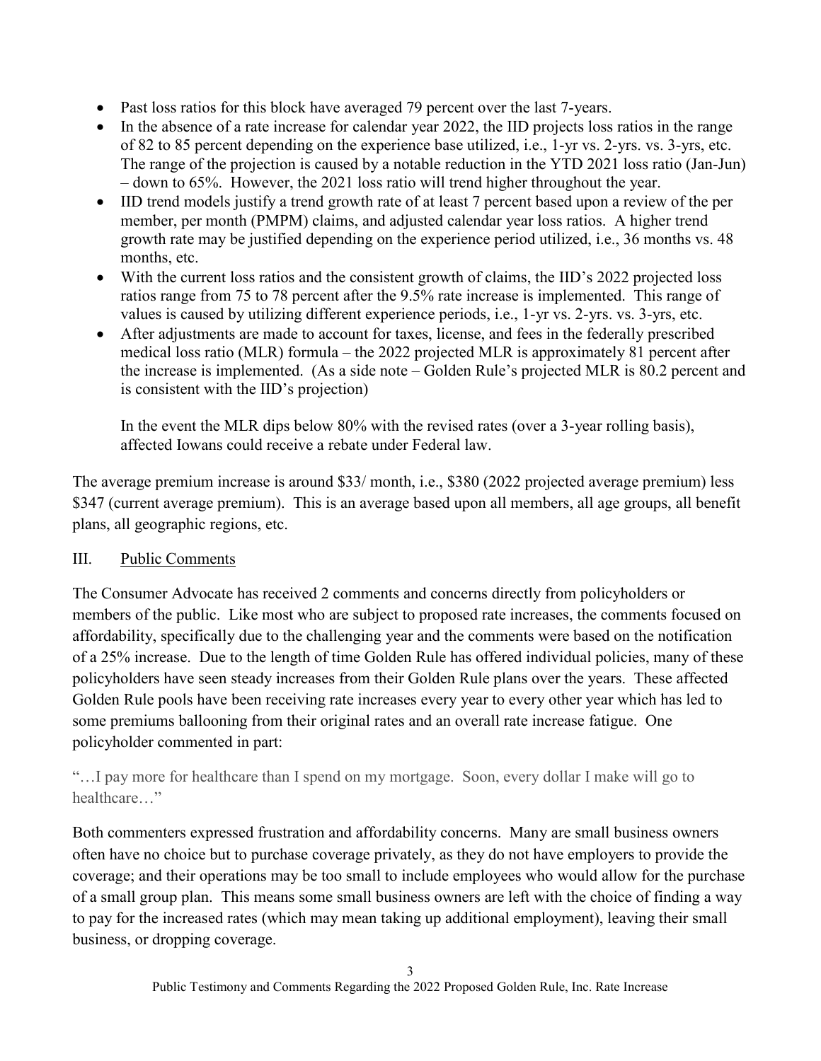- Past loss ratios for this block have averaged 79 percent over the last 7-years.
- In the absence of a rate increase for calendar year 2022, the IID projects loss ratios in the range of 82 to 85 percent depending on the experience base utilized, i.e., 1-yr vs. 2-yrs. vs. 3-yrs, etc. The range of the projection is caused by a notable reduction in the YTD 2021 loss ratio (Jan-Jun) – down to 65%. However, the 2021 loss ratio will trend higher throughout the year.
- IID trend models justify a trend growth rate of at least 7 percent based upon a review of the per member, per month (PMPM) claims, and adjusted calendar year loss ratios. A higher trend growth rate may be justified depending on the experience period utilized, i.e., 36 months vs. 48 months, etc.
- With the current loss ratios and the consistent growth of claims, the IID's 2022 projected loss ratios range from 75 to 78 percent after the 9.5% rate increase is implemented. This range of values is caused by utilizing different experience periods, i.e., 1-yr vs. 2-yrs. vs. 3-yrs, etc.
- After adjustments are made to account for taxes, license, and fees in the federally prescribed medical loss ratio (MLR) formula – the 2022 projected MLR is approximately 81 percent after the increase is implemented. (As a side note – Golden Rule's projected MLR is 80.2 percent and is consistent with the IID's projection)

  In the event the MLR dips below 80% with the revised rates (over a 3-year rolling basis), affected Iowans could receive a rebate under Federal law.

The average premium increase is around $33/ month, i.e., $380 (2022 projected average premium) less $347 (current average premium). This is an average based upon all members, all age groups, all benefit plans, all geographic regions, etc.

## III. Public Comments

The Consumer Advocate has received 2 comments and concerns directly from policyholders or members of the public. Like most who are subject to proposed rate increases, the comments focused on affordability, specifically due to the challenging year and the comments were based on the notification of a 25% increase. Due to the length of time Golden Rule has offered individual policies, many of these policyholders have seen steady increases from their Golden Rule plans over the years. These affected Golden Rule pools have been receiving rate increases every year to every other year which has led to some premiums ballooning from their original rates and an overall rate increase fatigue. One policyholder commented in part:

> "…I pay more for healthcare than I spend on my mortgage. Soon, every dollar I make will go to healthcare…"

Both commenters expressed frustration and affordability concerns. Many are small business owners often have no choice but to purchase coverage privately, as they do not have employers to provide the coverage; and their operations may be too small to include employees who would allow for the purchase of a small group plan. This means some small business owners are left with the choice of finding a way to pay for the increased rates (which may mean taking up additional employment), leaving their small business, or dropping coverage.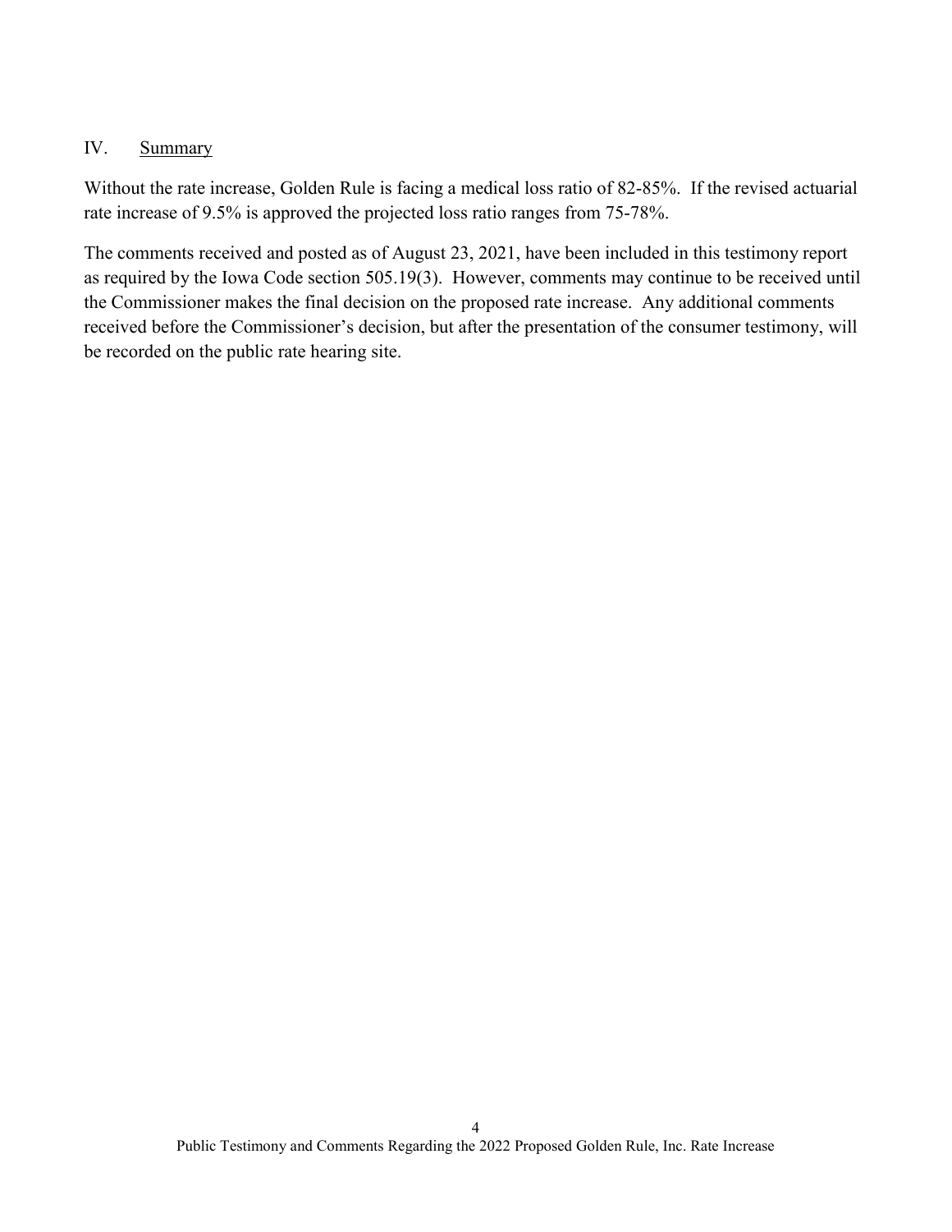## IV. Summary

Without the rate increase, Golden Rule is facing a medical loss ratio of 82-85%. If the revised actuarial rate increase of 9.5% is approved the projected loss ratio ranges from 75-78%.

The comments received and posted as of August 23, 2021, have been included in this testimony report as required by the Iowa Code section 505.19(3). However, comments may continue to be received until the Commissioner makes the final decision on the proposed rate increase. Any additional comments received before the Commissioner's decision, but after the presentation of the consumer testimony, will be recorded on the public rate hearing site.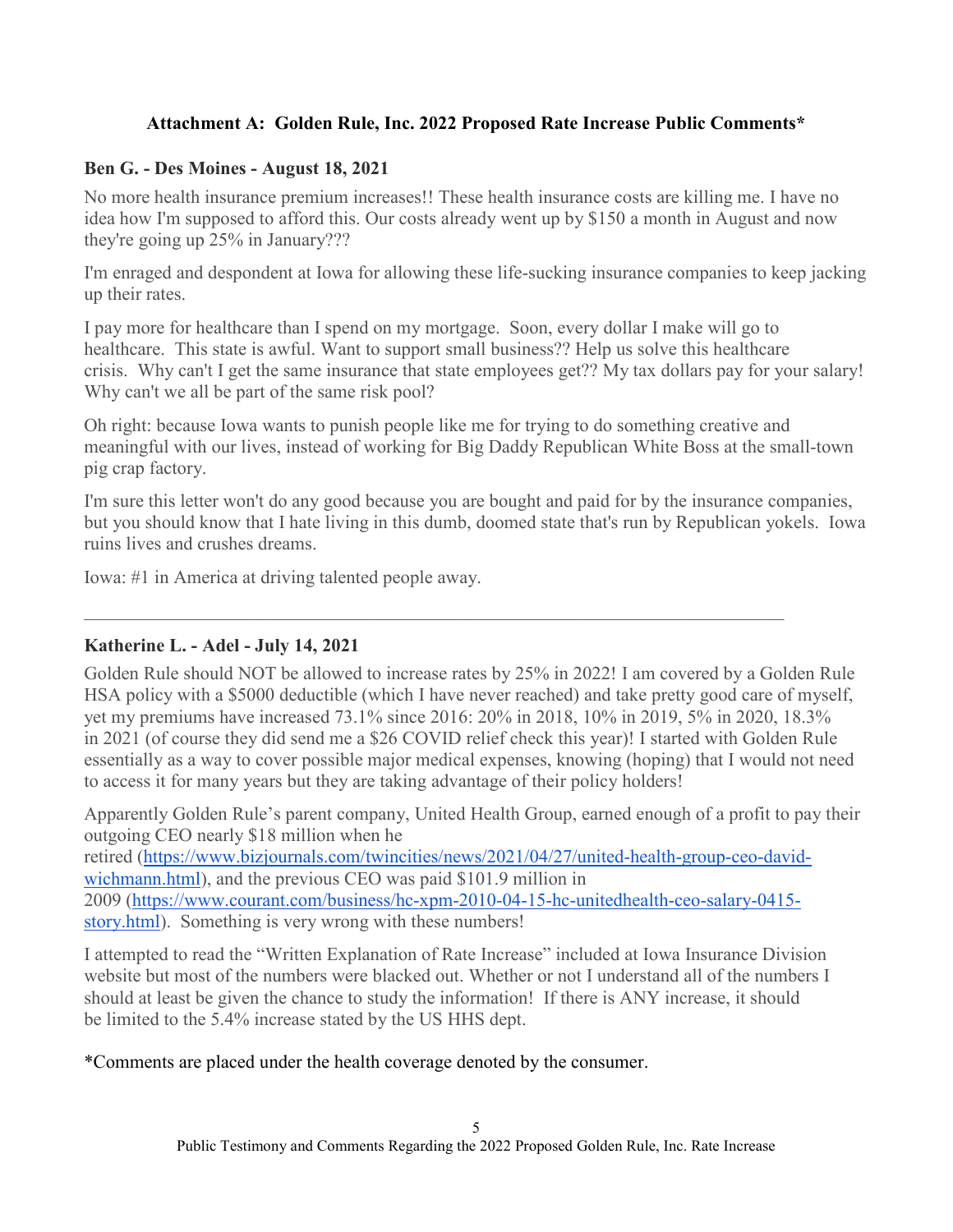## Attachment A: Golden Rule, Inc. 2022 Proposed Rate Increase Public Comments*

### Ben G. - Des Moines - August 18, 2021

No more health insurance premium increases!! These health insurance costs are killing me. I have no idea how I'm supposed to afford this. Our costs already went up by $150 a month in August and now they're going up 25% in January???

I'm enraged and despondent at Iowa for allowing these life-sucking insurance companies to keep jacking up their rates.

I pay more for healthcare than I spend on my mortgage. Soon, every dollar I make will go to healthcare. This state is awful. Want to support small business?? Help us solve this healthcare crisis. Why can't I get the same insurance that state employees get?? My tax dollars pay for your salary! Why can't we all be part of the same risk pool?

Oh right: because Iowa wants to punish people like me for trying to do something creative and meaningful with our lives, instead of working for Big Daddy Republican White Boss at the small-town pig crap factory.

I'm sure this letter won't do any good because you are bought and paid for by the insurance companies, but you should know that I hate living in this dumb, doomed state that's run by Republican yokels. Iowa ruins lives and crushes dreams.

Iowa: #1 in America at driving talented people away.

---

### Katherine L. - Adel - July 14, 2021

Golden Rule should NOT be allowed to increase rates by 25% in 2022! I am covered by a Golden Rule HSA policy with a $5000 deductible (which I have never reached) and take pretty good care of myself, yet my premiums have increased 73.1% since 2016: 20% in 2018, 10% in 2019, 5% in 2020, 18.3% in 2021 (of course they did send me a $26 COVID relief check this year)! I started with Golden Rule essentially as a way to cover possible major medical expenses, knowing (hoping) that I would not need to access it for many years but they are taking advantage of their policy holders!

Apparently Golden Rule's parent company, United Health Group, earned enough of a profit to pay their outgoing CEO nearly $18 million when he retired ([https://www.bizjournals.com/twincities/news/2021/04/27/united-health-group-ceo-david-wichmann.html](https://www.bizjournals.com/twincities/news/2021/04/27/united-health-group-ceo-david-wichmann.html)), and the previous CEO was paid $101.9 million in 2009 ([https://www.courant.com/business/hc-xpm-2010-04-15-hc-unitedhealth-ceo-salary-0415-story.html](https://www.courant.com/business/hc-xpm-2010-04-15-hc-unitedhealth-ceo-salary-0415-story.html)). Something is very wrong with these numbers!

I attempted to read the "Written Explanation of Rate Increase" included at Iowa Insurance Division website but most of the numbers were blacked out. Whether or not I understand all of the numbers I should at least be given the chance to study the information! If there is ANY increase, it should be limited to the 5.4% increase stated by the US HHS dept.

*Comments are placed under the health coverage denoted by the consumer.